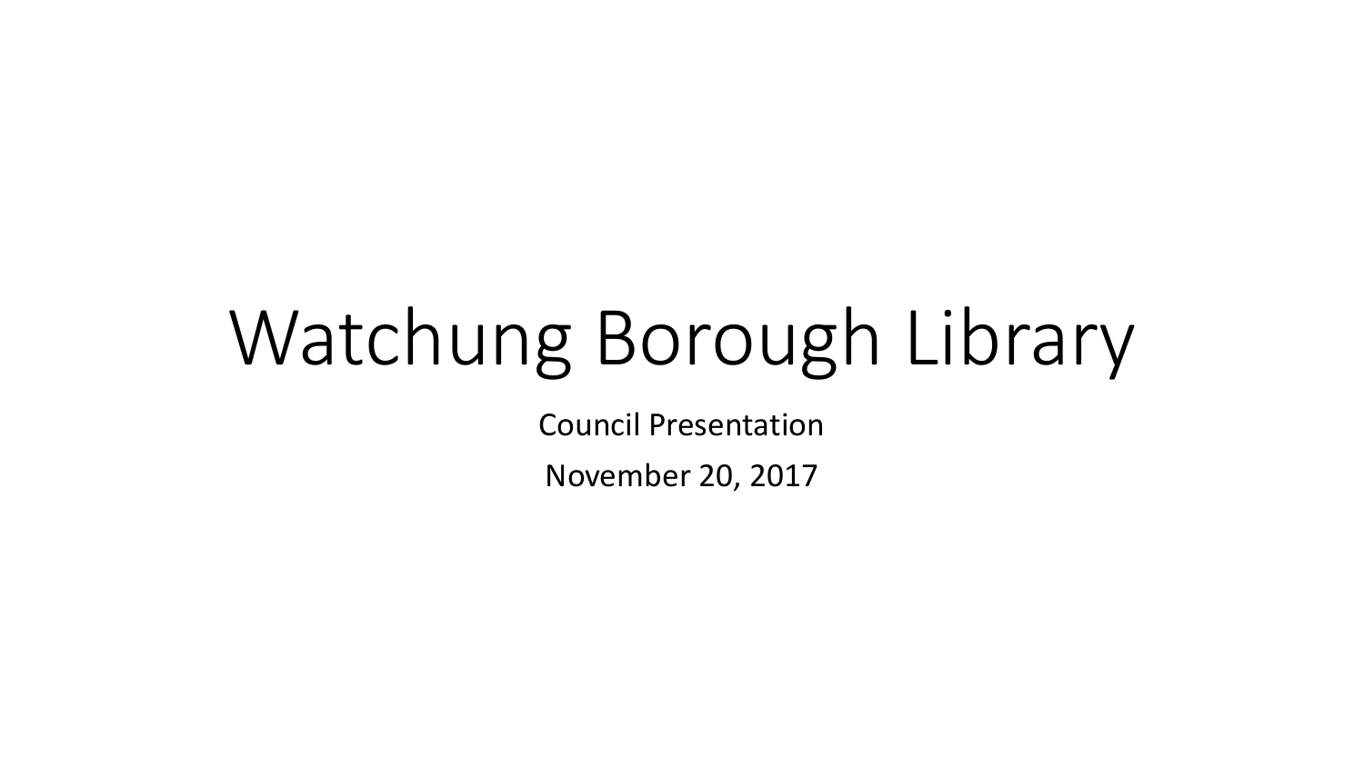# Watchung Borough Library

Council Presentation

November 20, 2017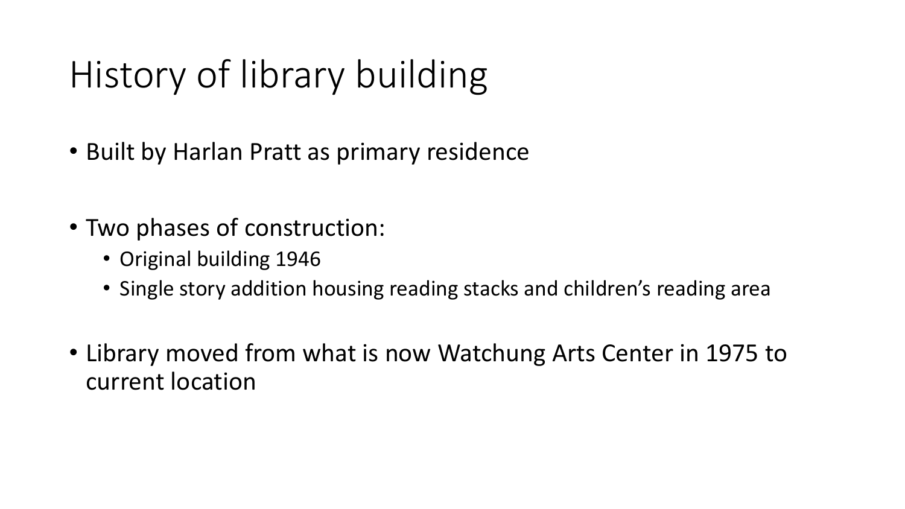# History of library building

- Built by Harlan Pratt as primary residence

- Two phases of construction:
  - Original building 1946
  - Single story addition housing reading stacks and children's reading area

- Library moved from what is now Watchung Arts Center in 1975 to current location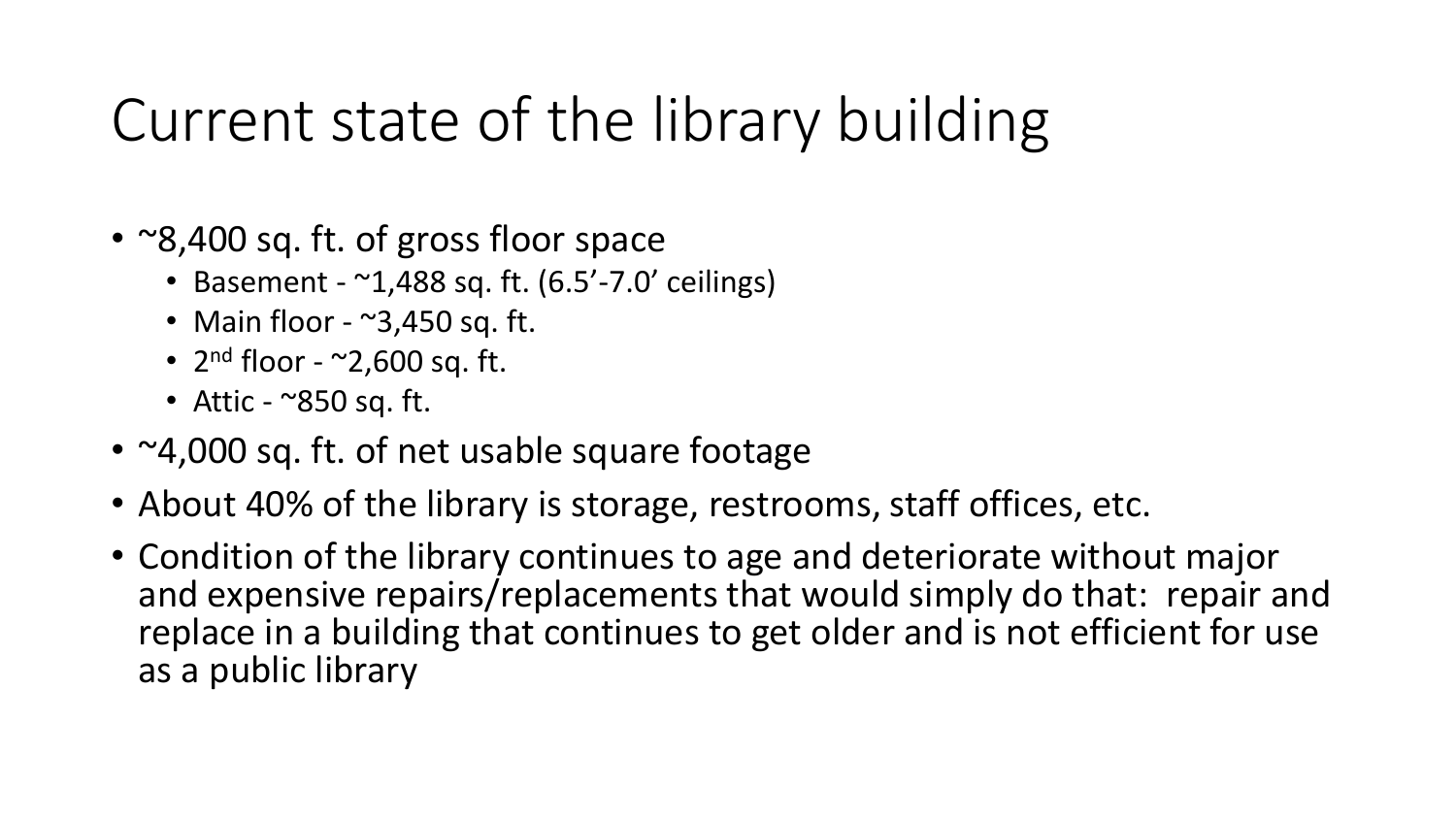# Current state of the library building

- ~8,400 sq. ft. of gross floor space
  - Basement - ~1,488 sq. ft. (6.5'-7.0' ceilings)
  - Main floor - ~3,450 sq. ft.
  - 2nd floor - ~2,600 sq. ft.
  - Attic - ~850 sq. ft.
- ~4,000 sq. ft. of net usable square footage
- About 40% of the library is storage, restrooms, staff offices, etc.
- Condition of the library continues to age and deteriorate without major and expensive repairs/replacements that would simply do that: repair and replace in a building that continues to get older and is not efficient for use as a public library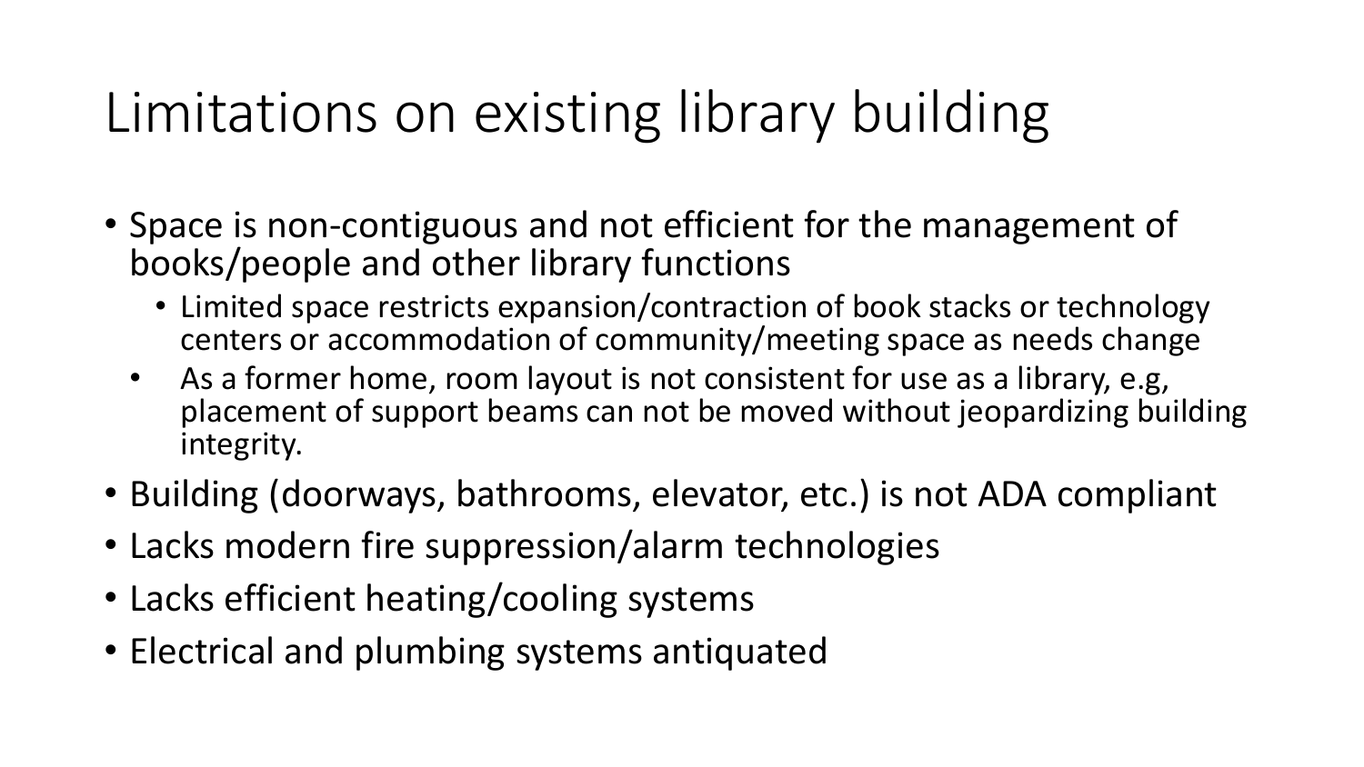# Limitations on existing library building

- Space is non-contiguous and not efficient for the management of books/people and other library functions
  - Limited space restricts expansion/contraction of book stacks or technology centers or accommodation of community/meeting space as needs change
  - As a former home, room layout is not consistent for use as a library, e.g, placement of support beams can not be moved without jeopardizing building integrity.
- Building (doorways, bathrooms, elevator, etc.) is not ADA compliant
- Lacks modern fire suppression/alarm technologies
- Lacks efficient heating/cooling systems
- Electrical and plumbing systems antiquated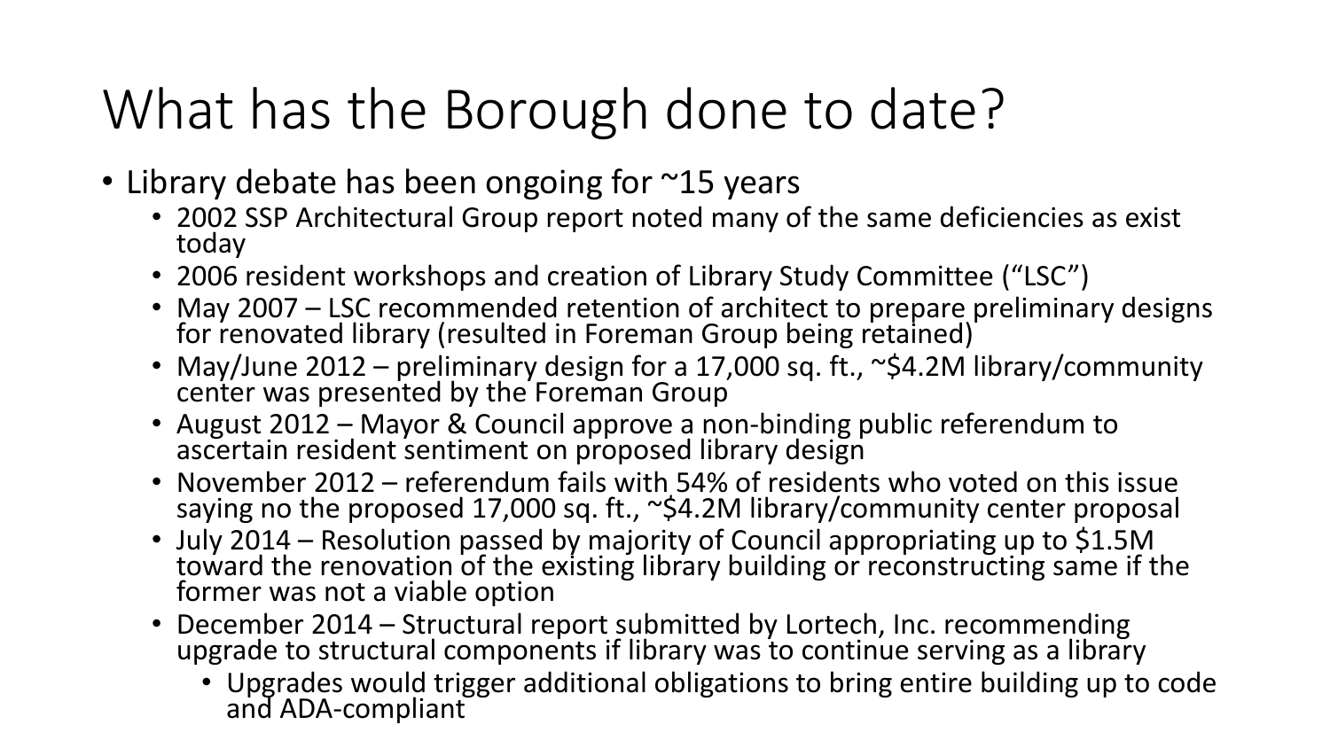# What has the Borough done to date?

- Library debate has been ongoing for ~15 years
  - 2002 SSP Architectural Group report noted many of the same deficiencies as exist today
  - 2006 resident workshops and creation of Library Study Committee ("LSC")
  - May 2007 – LSC recommended retention of architect to prepare preliminary designs for renovated library (resulted in Foreman Group being retained)
  - May/June 2012 – preliminary design for a 17,000 sq. ft., ~$4.2M library/community center was presented by the Foreman Group
  - August 2012 – Mayor & Council approve a non-binding public referendum to ascertain resident sentiment on proposed library design
  - November 2012 – referendum fails with 54% of residents who voted on this issue saying no the proposed 17,000 sq. ft., ~$4.2M library/community center proposal
  - July 2014 – Resolution passed by majority of Council appropriating up to $1.5M toward the renovation of the existing library building or reconstructing same if the former was not a viable option
  - December 2014 – Structural report submitted by Lortech, Inc. recommending upgrade to structural components if library was to continue serving as a library
    - Upgrades would trigger additional obligations to bring entire building up to code and ADA-compliant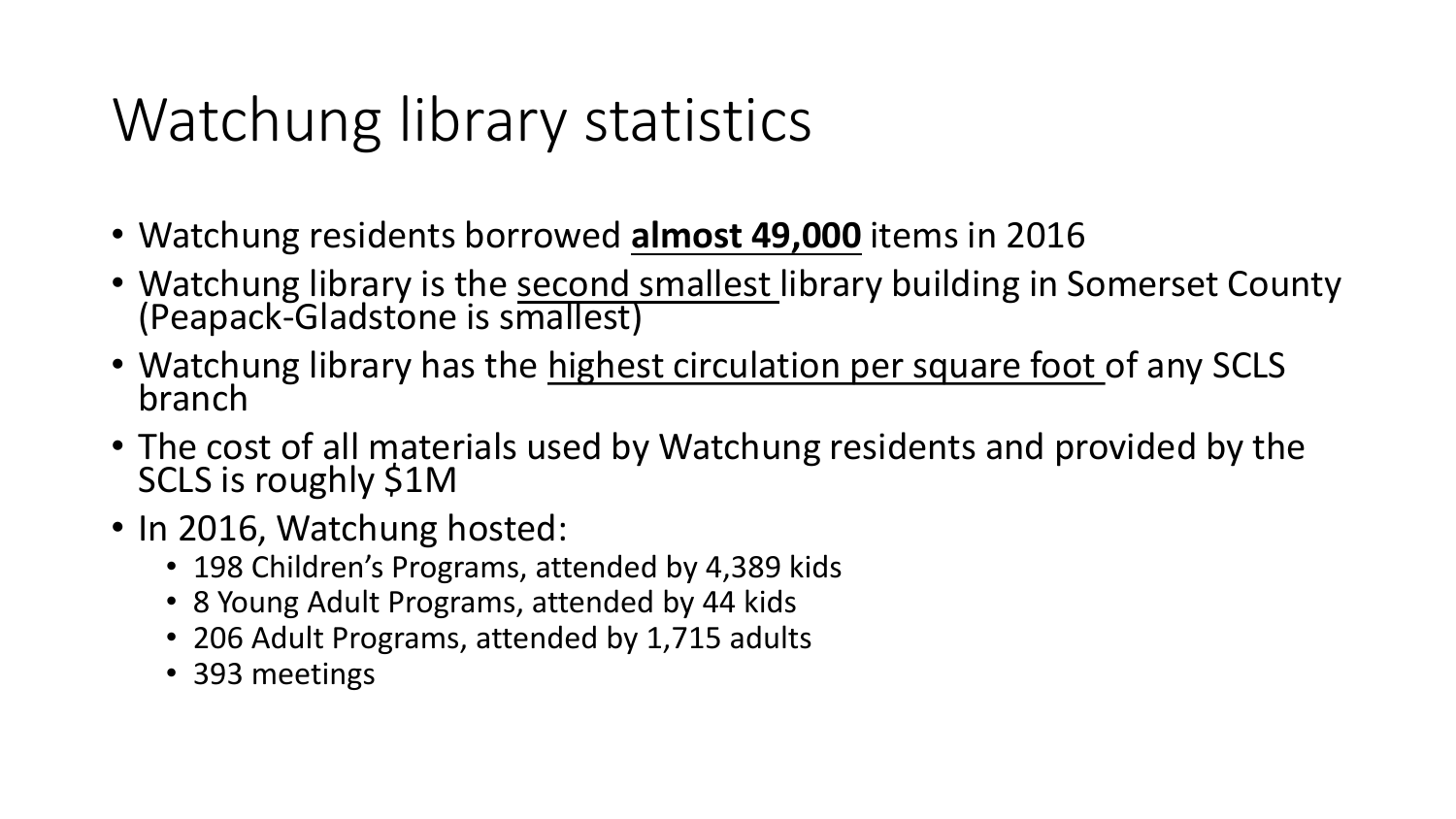# Watchung library statistics

- Watchung residents borrowed **<u>almost 49,000</u>** items in 2016
- Watchung library is the <u>second smallest</u> library building in Somerset County (Peapack-Gladstone is smallest)
- Watchung library has the <u>highest circulation per square foot</u> of any SCLS branch
- The cost of all materials used by Watchung residents and provided by the SCLS is roughly $1M
- In 2016, Watchung hosted:
  - 198 Children's Programs, attended by 4,389 kids
  - 8 Young Adult Programs, attended by 44 kids
  - 206 Adult Programs, attended by 1,715 adults
  - 393 meetings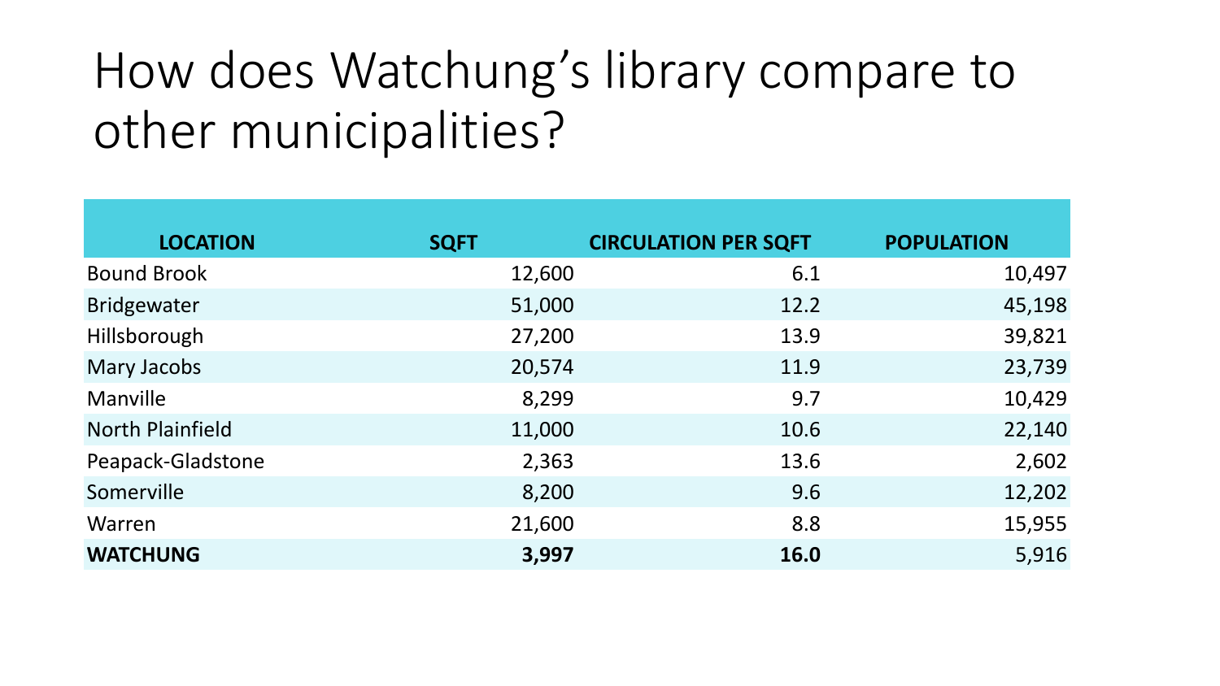# How does Watchung's library compare to other municipalities?

| LOCATION | SQFT | CIRCULATION PER SQFT | POPULATION |
|---|---|---|---|
| Bound Brook | 12,600 | 6.1 | 10,497 |
| Bridgewater | 51,000 | 12.2 | 45,198 |
| Hillsborough | 27,200 | 13.9 | 39,821 |
| Mary Jacobs | 20,574 | 11.9 | 23,739 |
| Manville | 8,299 | 9.7 | 10,429 |
| North Plainfield | 11,000 | 10.6 | 22,140 |
| Peapack-Gladstone | 2,363 | 13.6 | 2,602 |
| Somerville | 8,200 | 9.6 | 12,202 |
| Warren | 21,600 | 8.8 | 15,955 |
| **WATCHUNG** | **3,997** | **16.0** | 5,916 |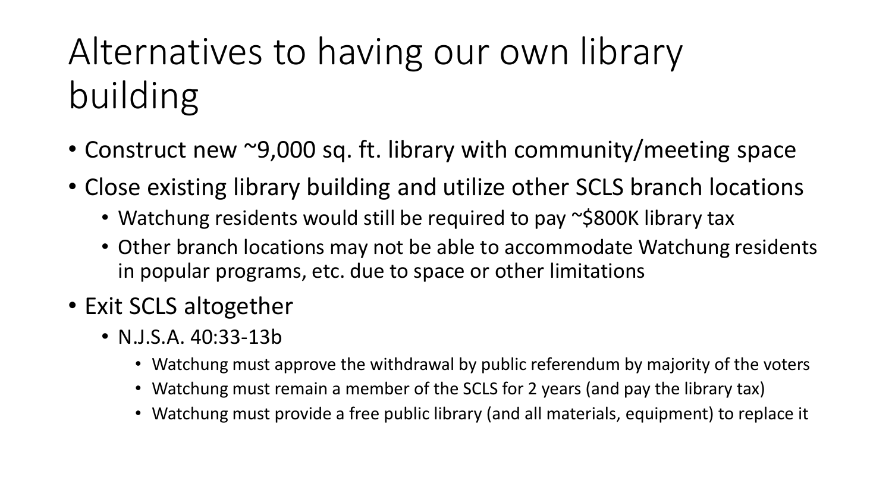# Alternatives to having our own library building

- Construct new ~9,000 sq. ft. library with community/meeting space
- Close existing library building and utilize other SCLS branch locations
  - Watchung residents would still be required to pay ~$800K library tax
  - Other branch locations may not be able to accommodate Watchung residents in popular programs, etc. due to space or other limitations
- Exit SCLS altogether
  - N.J.S.A. 40:33-13b
    - Watchung must approve the withdrawal by public referendum by majority of the voters
    - Watchung must remain a member of the SCLS for 2 years (and pay the library tax)
    - Watchung must provide a free public library (and all materials, equipment) to replace it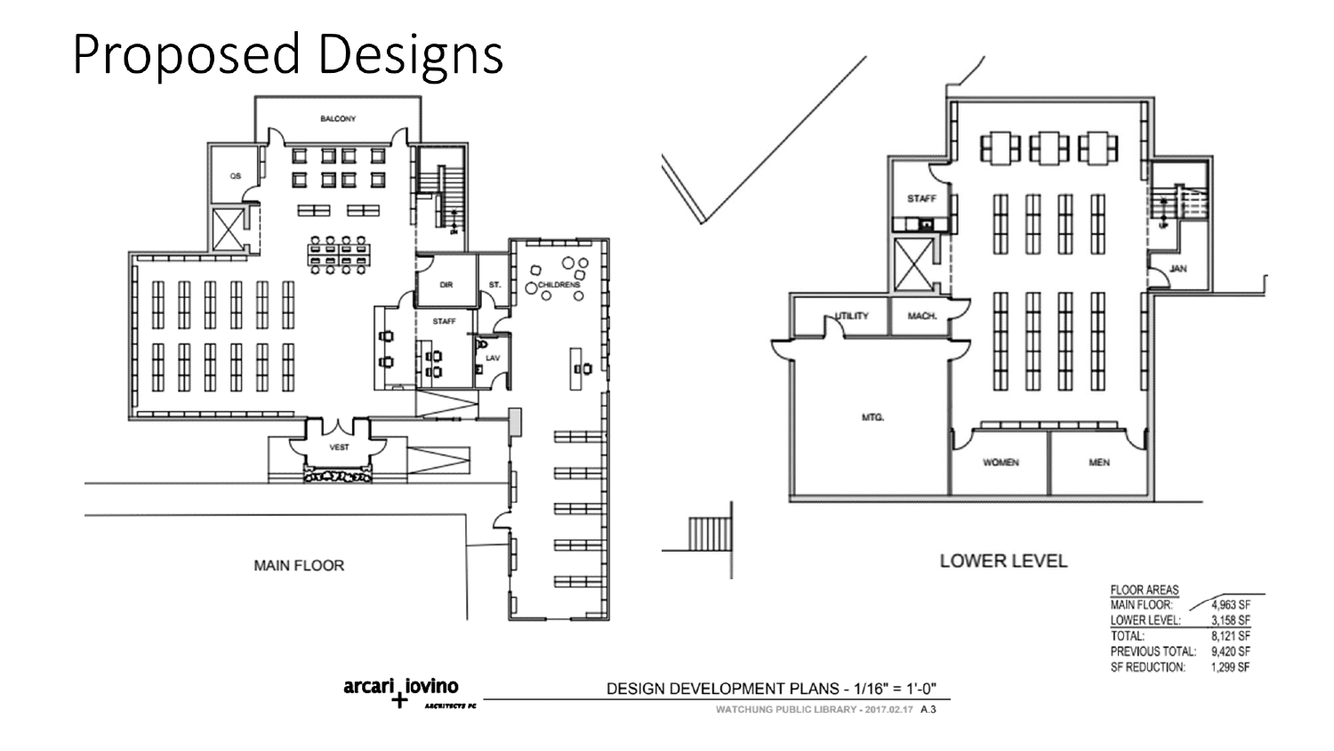# Proposed Designs

MAIN FLOOR

LOWER LEVEL

| FLOOR AREAS | |
|---|---|
| MAIN FLOOR: | 4,963 SF |
| LOWER LEVEL: | 3,158 SF |
| TOTAL: | 8,121 SF |
| PREVIOUS TOTAL: | 9,420 SF |
| SF REDUCTION: | 1,299 SF |

arcari + iovino ARCHITECTS PC

DESIGN DEVELOPMENT PLANS - 1/16" = 1'-0"

WATCHUNG PUBLIC LIBRARY - 2017.02.17 A.3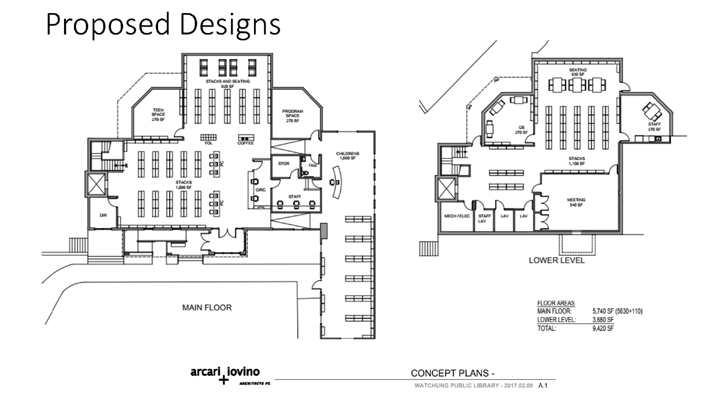# Proposed Designs

MAIN FLOOR

- TEEN SPACE 270 SF
- STACKS AND SEATING 920 SF
- PROGRAM SPACE 270 SF
- FOL
- COFFEE
- STACKS 1,000 SF
- PC
- CIRC
- STOR
- FAM
- STAFF
- CHILDRENS 1,660 SF
- DIR

LOWER LEVEL

- QS 270 SF
- SEATING 630 SF
- STAFF 270 SF
- STACKS 1,100 SF
- MEETING 540 SF
- MECH / ELEC
- STAFF LAV
- LAV
- LAV

| FLOOR AREAS | |
|---|---|
| MAIN FLOOR: | 5,740 SF (5630+110) |
| LOWER LEVEL: | 3,680 SF |
| TOTAL: | 9,420 SF |

arcari + iovino ARCHITECTS PC

CONCEPT PLANS -

WATCHUNG PUBLIC LIBRARY - 2017.02.09 A.1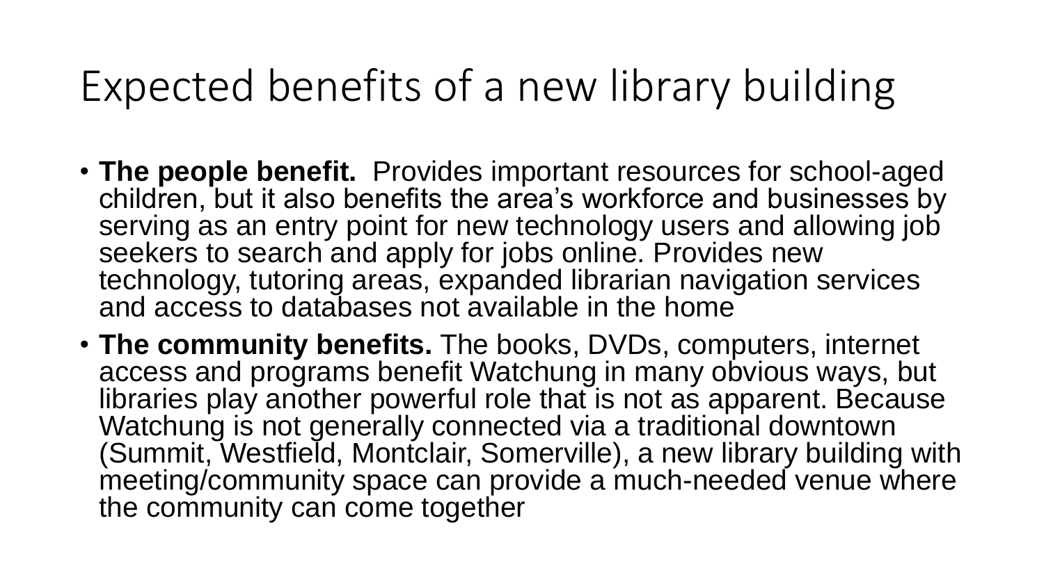# Expected benefits of a new library building

- **The people benefit.** Provides important resources for school-aged children, but it also benefits the area's workforce and businesses by serving as an entry point for new technology users and allowing job seekers to search and apply for jobs online. Provides new technology, tutoring areas, expanded librarian navigation services and access to databases not available in the home
- **The community benefits.** The books, DVDs, computers, internet access and programs benefit Watchung in many obvious ways, but libraries play another powerful role that is not as apparent. Because Watchung is not generally connected via a traditional downtown (Summit, Westfield, Montclair, Somerville), a new library building with meeting/community space can provide a much-needed venue where the community can come together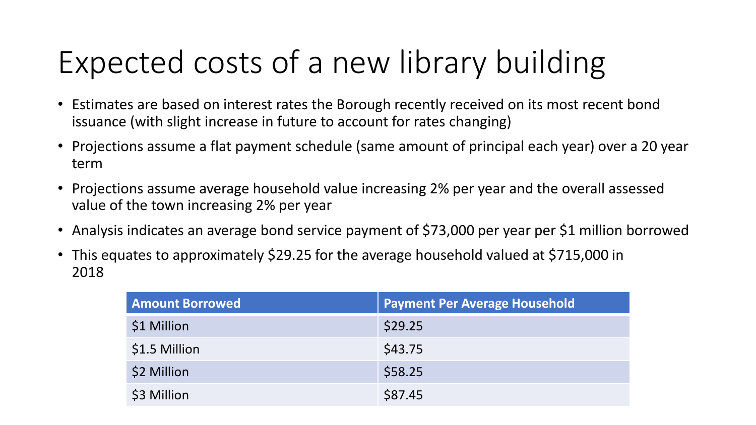# Expected costs of a new library building

- Estimates are based on interest rates the Borough recently received on its most recent bond issuance (with slight increase in future to account for rates changing)
- Projections assume a flat payment schedule (same amount of principal each year) over a 20 year term
- Projections assume average household value increasing 2% per year and the overall assessed value of the town increasing 2% per year
- Analysis indicates an average bond service payment of $73,000 per year per $1 million borrowed
- This equates to approximately $29.25 for the average household valued at $715,000 in 2018

| Amount Borrowed | Payment Per Average Household |
| --- | --- |
| $1 Million | $29.25 |
| $1.5 Million | $43.75 |
| $2 Million | $58.25 |
| $3 Million | $87.45 |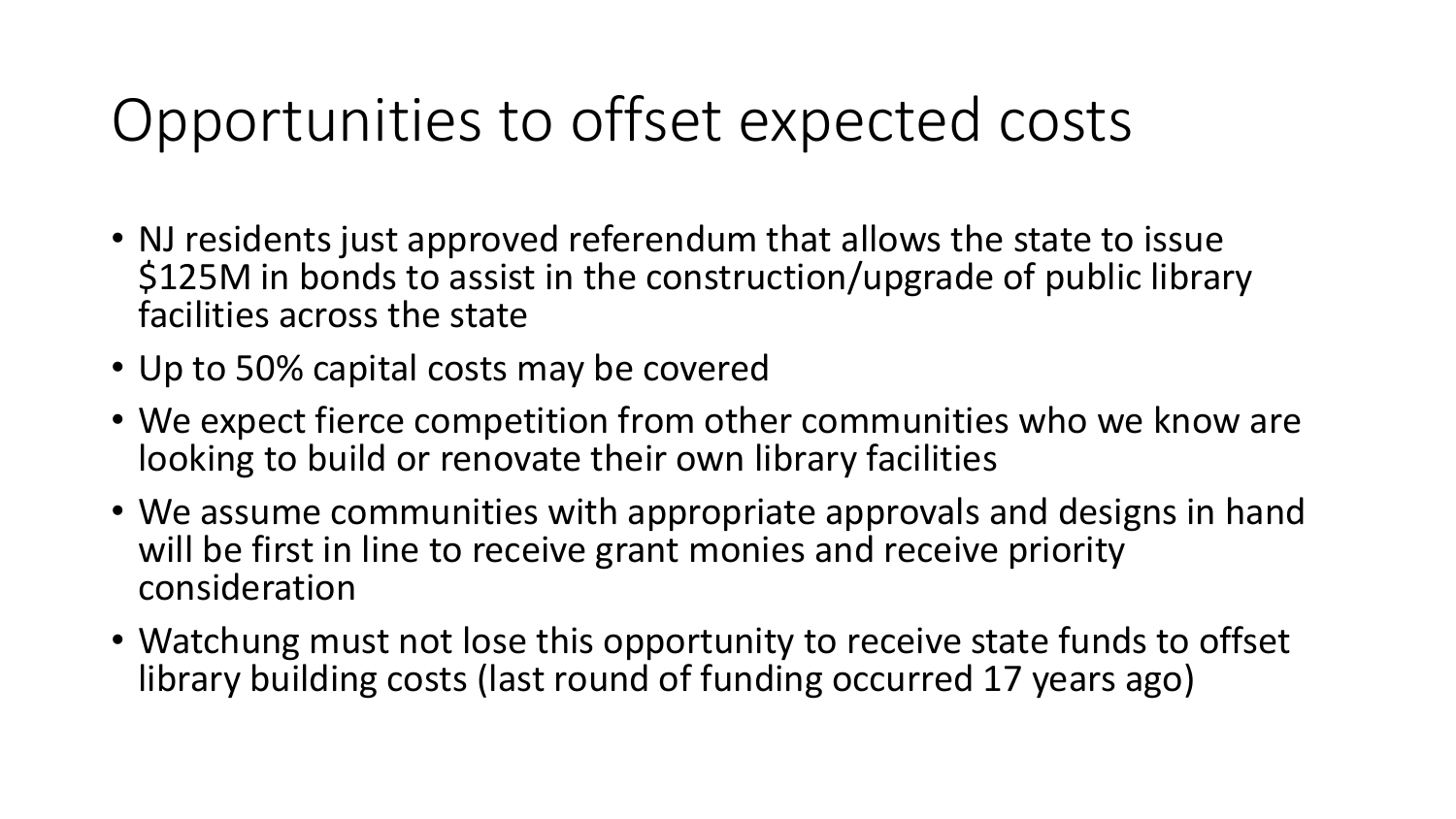# Opportunities to offset expected costs

- NJ residents just approved referendum that allows the state to issue $125M in bonds to assist in the construction/upgrade of public library facilities across the state
- Up to 50% capital costs may be covered
- We expect fierce competition from other communities who we know are looking to build or renovate their own library facilities
- We assume communities with appropriate approvals and designs in hand will be first in line to receive grant monies and receive priority consideration
- Watchung must not lose this opportunity to receive state funds to offset library building costs (last round of funding occurred 17 years ago)